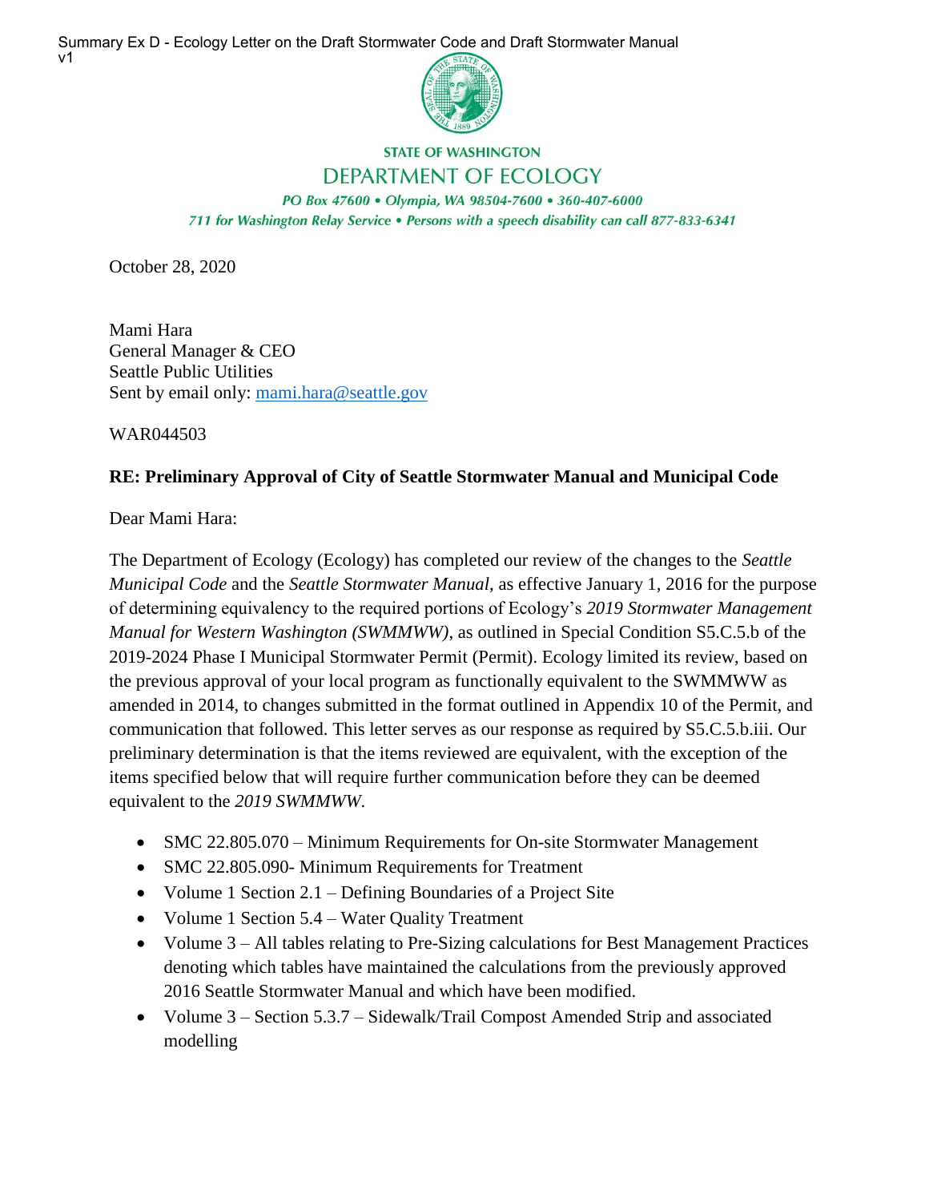Summary Ex D - Ecology Letter on the Draft Stormwater Code and Draft Stormwater Manual v1

STATE OF WASHINGTON

DEPARTMENT OF ECOLOGY

*PO Box 47600 • Olympia, WA 98504-7600 • 360-407-6000*

*711 for Washington Relay Service • Persons with a speech disability can call 877-833-6341*

October 28, 2020

Mami Hara
General Manager & CEO
Seattle Public Utilities
Sent by email only: mami.hara@seattle.gov

WAR044503

**RE: Preliminary Approval of City of Seattle Stormwater Manual and Municipal Code**

Dear Mami Hara:

The Department of Ecology (Ecology) has completed our review of the changes to the *Seattle Municipal Code* and the *Seattle Stormwater Manual*, as effective January 1, 2016 for the purpose of determining equivalency to the required portions of Ecology's *2019 Stormwater Management Manual for Western Washington (SWMMWW)*, as outlined in Special Condition S5.C.5.b of the 2019-2024 Phase I Municipal Stormwater Permit (Permit). Ecology limited its review, based on the previous approval of your local program as functionally equivalent to the SWMMWW as amended in 2014, to changes submitted in the format outlined in Appendix 10 of the Permit, and communication that followed. This letter serves as our response as required by S5.C.5.b.iii. Our preliminary determination is that the items reviewed are equivalent, with the exception of the items specified below that will require further communication before they can be deemed equivalent to the *2019 SWMMWW*.

- SMC 22.805.070 – Minimum Requirements for On-site Stormwater Management
- SMC 22.805.090- Minimum Requirements for Treatment
- Volume 1 Section 2.1 – Defining Boundaries of a Project Site
- Volume 1 Section 5.4 – Water Quality Treatment
- Volume 3 – All tables relating to Pre-Sizing calculations for Best Management Practices denoting which tables have maintained the calculations from the previously approved 2016 Seattle Stormwater Manual and which have been modified.
- Volume 3 – Section 5.3.7 – Sidewalk/Trail Compost Amended Strip and associated modelling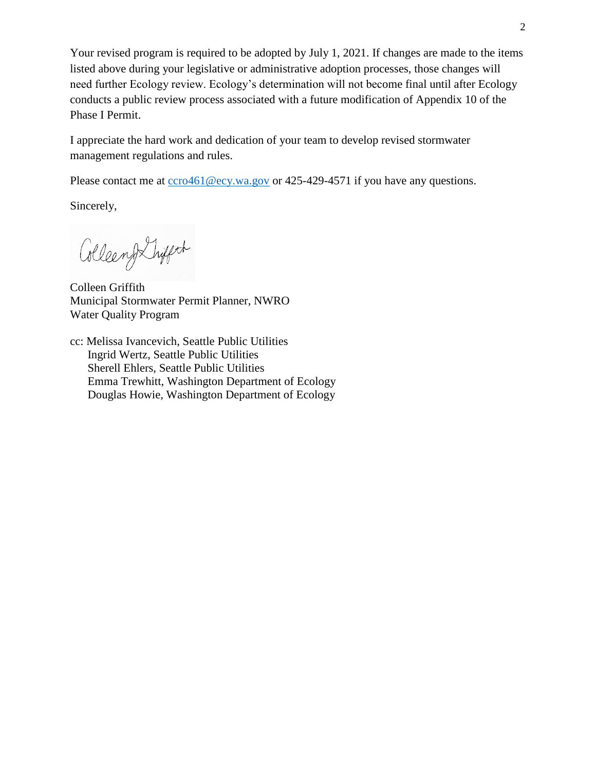Your revised program is required to be adopted by July 1, 2021. If changes are made to the items listed above during your legislative or administrative adoption processes, those changes will need further Ecology review. Ecology's determination will not become final until after Ecology conducts a public review process associated with a future modification of Appendix 10 of the Phase I Permit.

I appreciate the hard work and dedication of your team to develop revised stormwater management regulations and rules.

Please contact me at ccro461@ecy.wa.gov or 425-429-4571 if you have any questions.

Sincerely,

Colleen Griffith
Municipal Stormwater Permit Planner, NWRO
Water Quality Program

cc: Melissa Ivancevich, Seattle Public Utilities
Ingrid Wertz, Seattle Public Utilities
Sherell Ehlers, Seattle Public Utilities
Emma Trewhitt, Washington Department of Ecology
Douglas Howie, Washington Department of Ecology